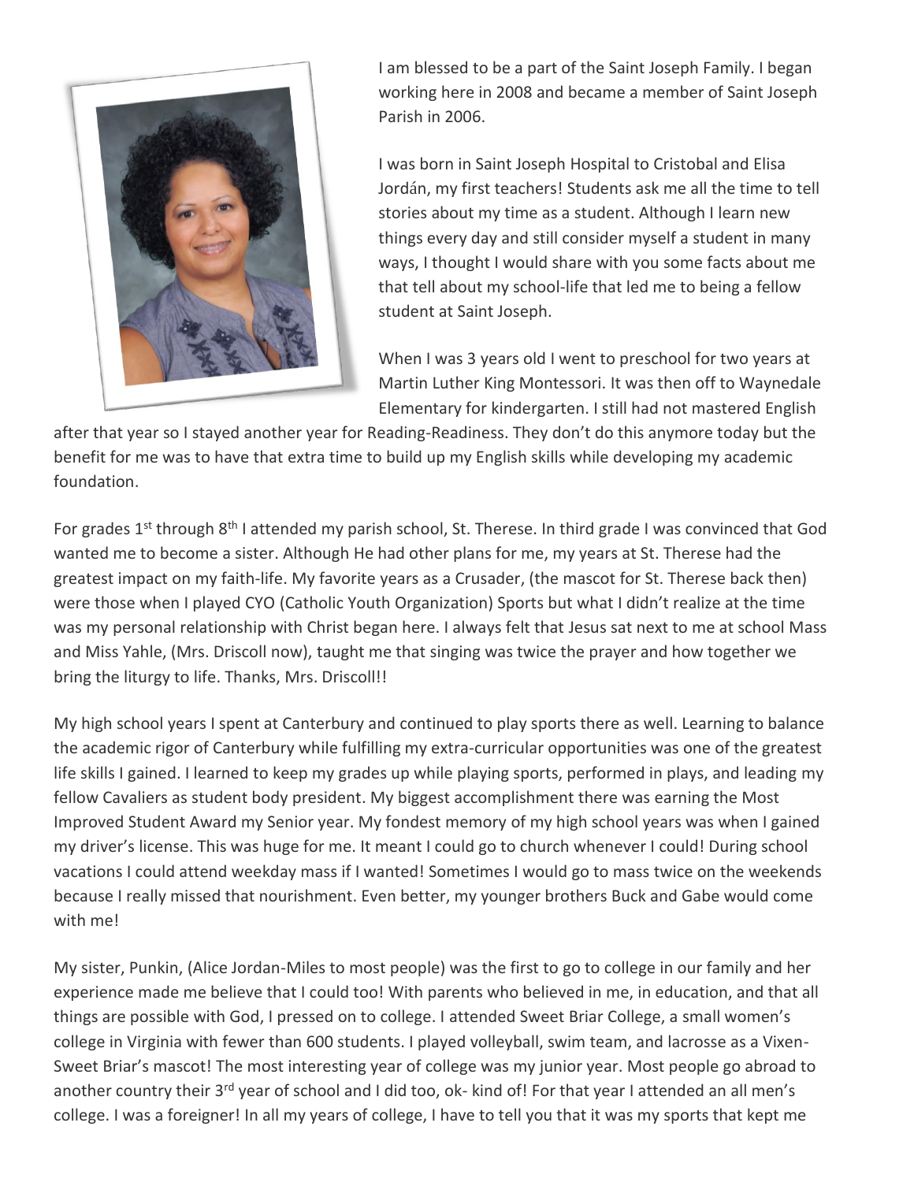I am blessed to be a part of the Saint Joseph Family. I began working here in 2008 and became a member of Saint Joseph Parish in 2006.

I was born in Saint Joseph Hospital to Cristobal and Elisa Jordán, my first teachers! Students ask me all the time to tell stories about my time as a student. Although I learn new things every day and still consider myself a student in many ways, I thought I would share with you some facts about me that tell about my school-life that led me to being a fellow student at Saint Joseph.

When I was 3 years old I went to preschool for two years at Martin Luther King Montessori. It was then off to Waynedale Elementary for kindergarten. I still had not mastered English after that year so I stayed another year for Reading-Readiness. They don't do this anymore today but the benefit for me was to have that extra time to build up my English skills while developing my academic foundation.

For grades 1st through 8th I attended my parish school, St. Therese. In third grade I was convinced that God wanted me to become a sister. Although He had other plans for me, my years at St. Therese had the greatest impact on my faith-life. My favorite years as a Crusader, (the mascot for St. Therese back then) were those when I played CYO (Catholic Youth Organization) Sports but what I didn't realize at the time was my personal relationship with Christ began here. I always felt that Jesus sat next to me at school Mass and Miss Yahle, (Mrs. Driscoll now), taught me that singing was twice the prayer and how together we bring the liturgy to life. Thanks, Mrs. Driscoll!!

My high school years I spent at Canterbury and continued to play sports there as well. Learning to balance the academic rigor of Canterbury while fulfilling my extra-curricular opportunities was one of the greatest life skills I gained. I learned to keep my grades up while playing sports, performed in plays, and leading my fellow Cavaliers as student body president. My biggest accomplishment there was earning the Most Improved Student Award my Senior year. My fondest memory of my high school years was when I gained my driver's license. This was huge for me. It meant I could go to church whenever I could! During school vacations I could attend weekday mass if I wanted! Sometimes I would go to mass twice on the weekends because I really missed that nourishment. Even better, my younger brothers Buck and Gabe would come with me!

My sister, Punkin, (Alice Jordan-Miles to most people) was the first to go to college in our family and her experience made me believe that I could too! With parents who believed in me, in education, and that all things are possible with God, I pressed on to college. I attended Sweet Briar College, a small women's college in Virginia with fewer than 600 students. I played volleyball, swim team, and lacrosse as a Vixen- Sweet Briar's mascot! The most interesting year of college was my junior year. Most people go abroad to another country their 3rd year of school and I did too, ok- kind of! For that year I attended an all men's college. I was a foreigner! In all my years of college, I have to tell you that it was my sports that kept me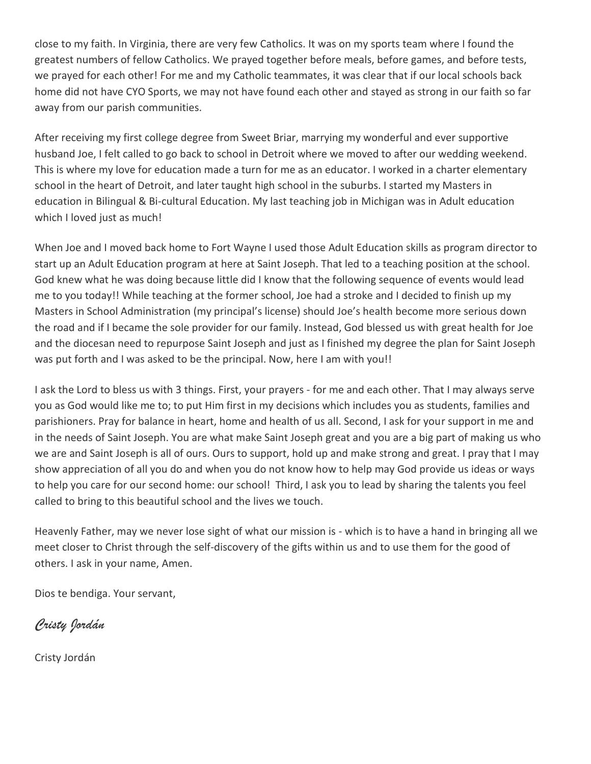close to my faith. In Virginia, there are very few Catholics. It was on my sports team where I found the greatest numbers of fellow Catholics. We prayed together before meals, before games, and before tests, we prayed for each other! For me and my Catholic teammates, it was clear that if our local schools back home did not have CYO Sports, we may not have found each other and stayed as strong in our faith so far away from our parish communities.

After receiving my first college degree from Sweet Briar, marrying my wonderful and ever supportive husband Joe, I felt called to go back to school in Detroit where we moved to after our wedding weekend. This is where my love for education made a turn for me as an educator. I worked in a charter elementary school in the heart of Detroit, and later taught high school in the suburbs. I started my Masters in education in Bilingual & Bi-cultural Education. My last teaching job in Michigan was in Adult education which I loved just as much!

When Joe and I moved back home to Fort Wayne I used those Adult Education skills as program director to start up an Adult Education program at here at Saint Joseph. That led to a teaching position at the school. God knew what he was doing because little did I know that the following sequence of events would lead me to you today!! While teaching at the former school, Joe had a stroke and I decided to finish up my Masters in School Administration (my principal's license) should Joe's health become more serious down the road and if I became the sole provider for our family. Instead, God blessed us with great health for Joe and the diocesan need to repurpose Saint Joseph and just as I finished my degree the plan for Saint Joseph was put forth and I was asked to be the principal. Now, here I am with you!!

I ask the Lord to bless us with 3 things. First, your prayers - for me and each other. That I may always serve you as God would like me to; to put Him first in my decisions which includes you as students, families and parishioners. Pray for balance in heart, home and health of us all. Second, I ask for your support in me and in the needs of Saint Joseph. You are what make Saint Joseph great and you are a big part of making us who we are and Saint Joseph is all of ours. Ours to support, hold up and make strong and great. I pray that I may show appreciation of all you do and when you do not know how to help may God provide us ideas or ways to help you care for our second home: our school! Third, I ask you to lead by sharing the talents you feel called to bring to this beautiful school and the lives we touch.

Heavenly Father, may we never lose sight of what our mission is - which is to have a hand in bringing all we meet closer to Christ through the self-discovery of the gifts within us and to use them for the good of others. I ask in your name, Amen.

Dios te bendiga. Your servant,

*Cristy Jordán*

Cristy Jordán